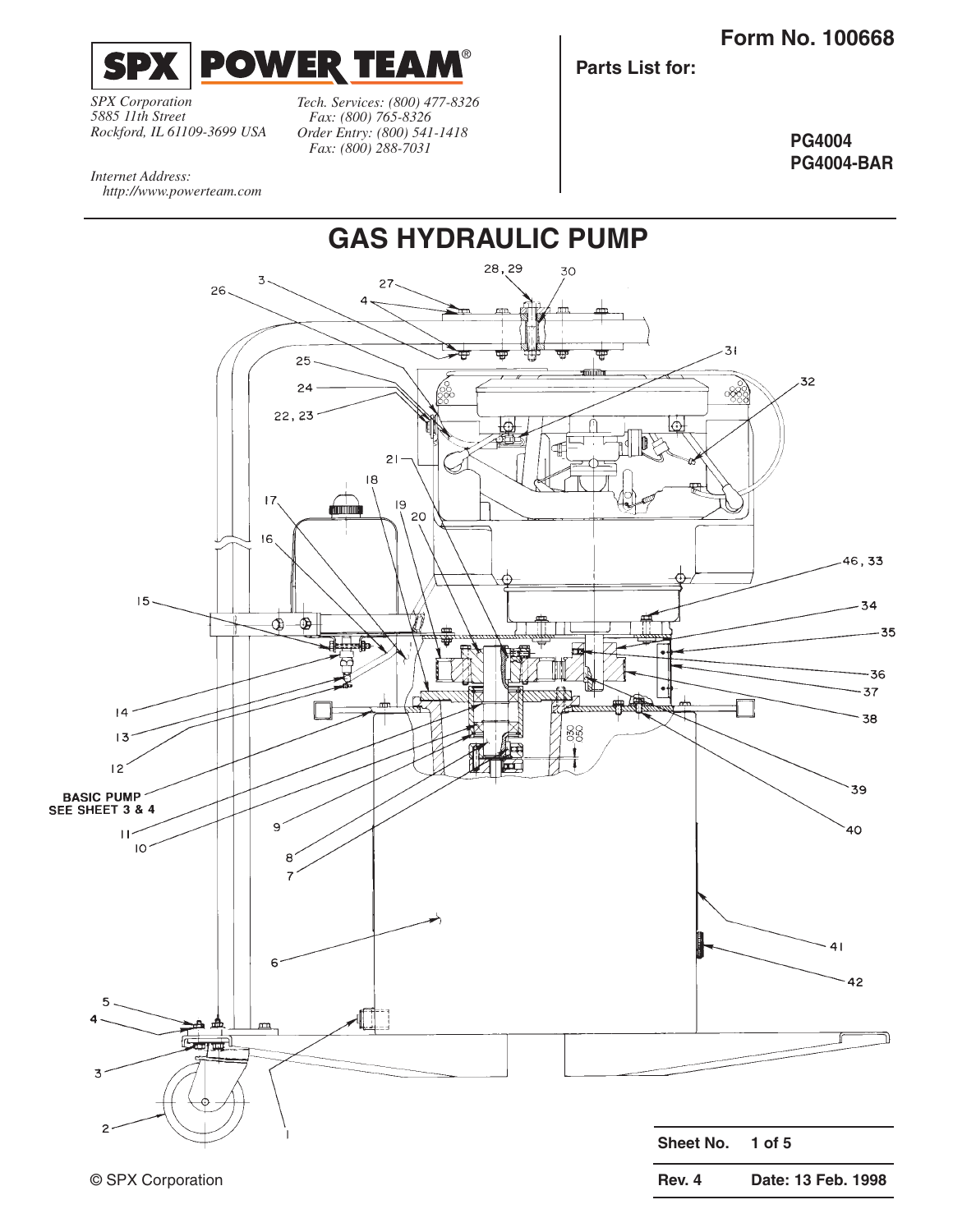**SPX | POWER TEAM®**

*SPX Corporation*
*5885 11th Street*
*Rockford, IL 61109-3699 USA*

*Tech. Services: (800) 477-8326*
*Fax: (800) 765-8326*
*Order Entry: (800) 541-1418*
*Fax: (800) 288-7031*

*Internet Address:*
*http://www.powerteam.com*

**Form No. 100668**

**Parts List for:**

**PG4004**
**PG4004-BAR**

# GAS HYDRAULIC PUMP

BASIC PUMP SEE SHEET 3 & 4

| Sheet No. | 1 of 5 |
|---|---|
| **Rev. 4** | **Date: 13 Feb. 1998** |

© SPX Corporation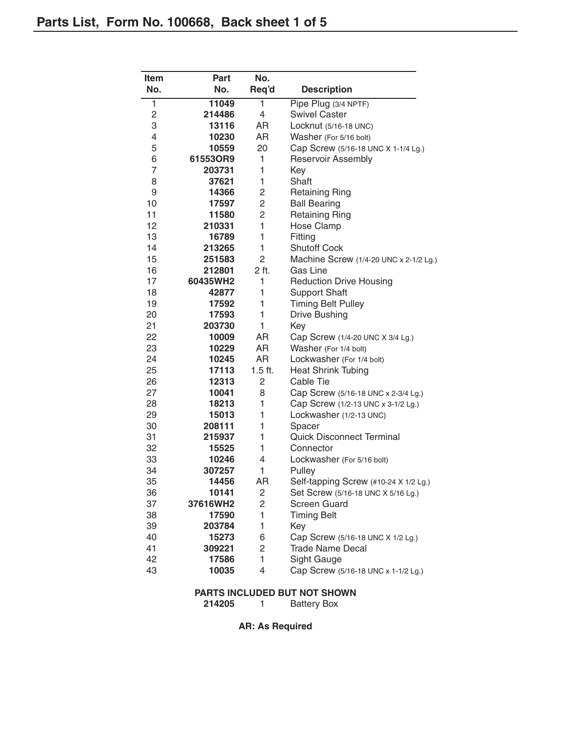# Parts List, Form No. 100668, Back sheet 1 of 5

| Item No. | Part No. | No. Req'd | Description |
|---|---|---|---|
| 1 | **11049** | 1 | Pipe Plug (3/4 NPTF) |
| 2 | **214486** | 4 | Swivel Caster |
| 3 | **13116** | AR | Locknut (5/16-18 UNC) |
| 4 | **10230** | AR | Washer (For 5/16 bolt) |
| 5 | **10559** | 20 | Cap Screw (5/16-18 UNC X 1-1/4 Lg.) |
| 6 | **61553OR9** | 1 | Reservoir Assembly |
| 7 | **203731** | 1 | Key |
| 8 | **37621** | 1 | Shaft |
| 9 | **14366** | 2 | Retaining Ring |
| 10 | **17597** | 2 | Ball Bearing |
| 11 | **11580** | 2 | Retaining Ring |
| 12 | **210331** | 1 | Hose Clamp |
| 13 | **16789** | 1 | Fitting |
| 14 | **213265** | 1 | Shutoff Cock |
| 15 | **251583** | 2 | Machine Screw (1/4-20 UNC x 2-1/2 Lg.) |
| 16 | **212801** | 2 ft. | Gas Line |
| 17 | **60435WH2** | 1 | Reduction Drive Housing |
| 18 | **42877** | 1 | Support Shaft |
| 19 | **17592** | 1 | Timing Belt Pulley |
| 20 | **17593** | 1 | Drive Bushing |
| 21 | **203730** | 1 | Key |
| 22 | **10009** | AR | Cap Screw (1/4-20 UNC X 3/4 Lg.) |
| 23 | **10229** | AR | Washer (For 1/4 bolt) |
| 24 | **10245** | AR | Lockwasher (For 1/4 bolt) |
| 25 | **17113** | 1.5 ft. | Heat Shrink Tubing |
| 26 | **12313** | 2 | Cable Tie |
| 27 | **10041** | 8 | Cap Screw (5/16-18 UNC x 2-3/4 Lg.) |
| 28 | **18213** | 1 | Cap Screw (1/2-13 UNC x 3-1/2 Lg.) |
| 29 | **15013** | 1 | Lockwasher (1/2-13 UNC) |
| 30 | **208111** | 1 | Spacer |
| 31 | **215937** | 1 | Quick Disconnect Terminal |
| 32 | **15525** | 1 | Connector |
| 33 | **10246** | 4 | Lockwasher (For 5/16 bolt) |
| 34 | **307257** | 1 | Pulley |
| 35 | **14456** | AR | Self-tapping Screw (#10-24 X 1/2 Lg.) |
| 36 | **10141** | 2 | Set Screw (5/16-18 UNC X 5/16 Lg.) |
| 37 | **37616WH2** | 2 | Screen Guard |
| 38 | **17590** | 1 | Timing Belt |
| 39 | **203784** | 1 | Key |
| 40 | **15273** | 6 | Cap Screw (5/16-18 UNC X 1/2 Lg.) |
| 41 | **309221** | 2 | Trade Name Decal |
| 42 | **17586** | 1 | Sight Gauge |
| 43 | **10035** | 4 | Cap Screw (5/16-18 UNC x 1-1/2 Lg.) |

**PARTS INCLUDED BUT NOT SHOWN**

| Part No. | No. Req'd | Description |
|---|---|---|
| **214205** | 1 | Battery Box |

**AR: As Required**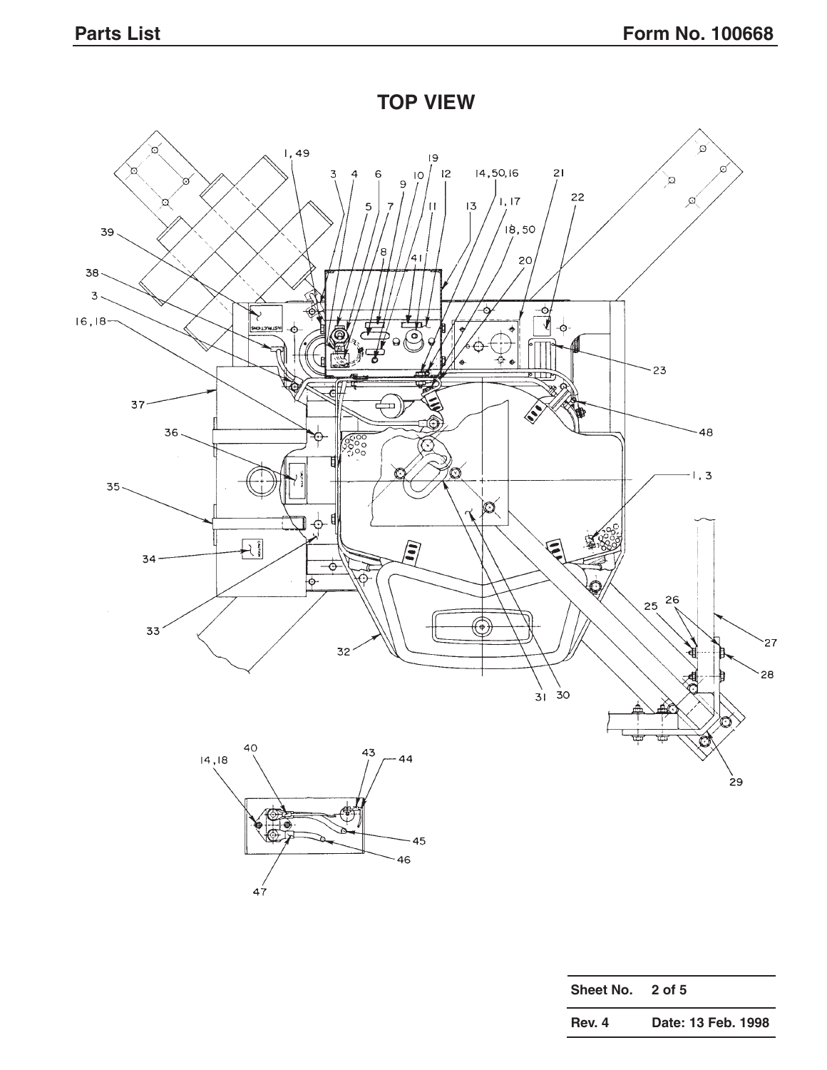## TOP VIEW

| Sheet No. | 2 of 5 |
|---|---|
| Rev. 4 | Date: 13 Feb. 1998 |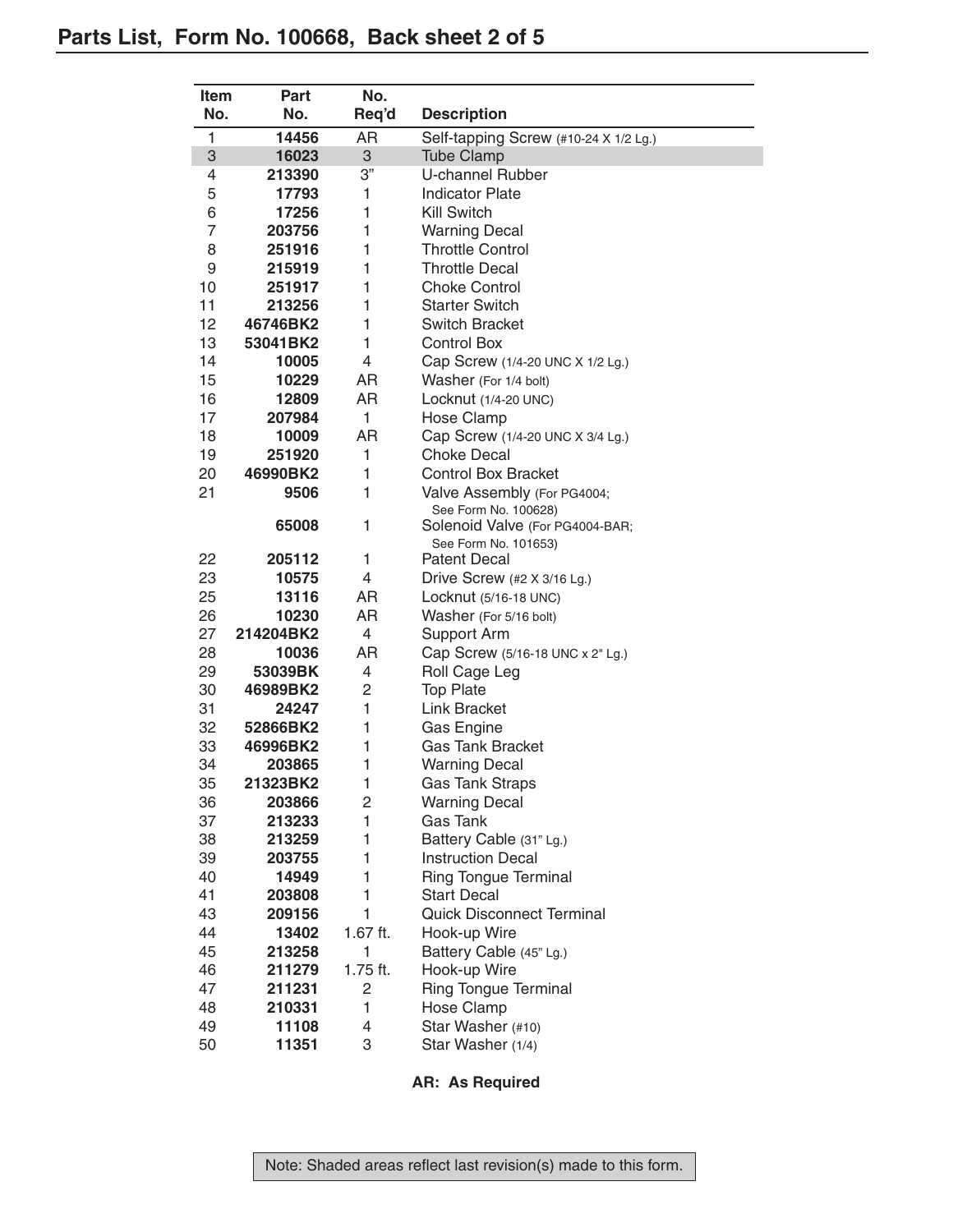## Parts List, Form No. 100668, Back sheet 2 of 5

| Item No. | Part No. | No. Req'd | Description |
|---|---|---|---|
| 1 | **14456** | AR | Self-tapping Screw (#10-24 X 1/2 Lg.) |
| 3 | **16023** | 3 | Tube Clamp |
| 4 | **213390** | 3" | U-channel Rubber |
| 5 | **17793** | 1 | Indicator Plate |
| 6 | **17256** | 1 | Kill Switch |
| 7 | **203756** | 1 | Warning Decal |
| 8 | **251916** | 1 | Throttle Control |
| 9 | **215919** | 1 | Throttle Decal |
| 10 | **251917** | 1 | Choke Control |
| 11 | **213256** | 1 | Starter Switch |
| 12 | **46746BK2** | 1 | Switch Bracket |
| 13 | **53041BK2** | 1 | Control Box |
| 14 | **10005** | 4 | Cap Screw (1/4-20 UNC X 1/2 Lg.) |
| 15 | **10229** | AR | Washer (For 1/4 bolt) |
| 16 | **12809** | AR | Locknut (1/4-20 UNC) |
| 17 | **207984** | 1 | Hose Clamp |
| 18 | **10009** | AR | Cap Screw (1/4-20 UNC X 3/4 Lg.) |
| 19 | **251920** | 1 | Choke Decal |
| 20 | **46990BK2** | 1 | Control Box Bracket |
| 21 | **9506** | 1 | Valve Assembly (For PG4004; See Form No. 100628) |
| | **65008** | 1 | Solenoid Valve (For PG4004-BAR; See Form No. 101653) |
| 22 | **205112** | 1 | Patent Decal |
| 23 | **10575** | 4 | Drive Screw (#2 X 3/16 Lg.) |
| 25 | **13116** | AR | Locknut (5/16-18 UNC) |
| 26 | **10230** | AR | Washer (For 5/16 bolt) |
| 27 | **214204BK2** | 4 | Support Arm |
| 28 | **10036** | AR | Cap Screw (5/16-18 UNC x 2" Lg.) |
| 29 | **53039BK** | 4 | Roll Cage Leg |
| 30 | **46989BK2** | 2 | Top Plate |
| 31 | **24247** | 1 | Link Bracket |
| 32 | **52866BK2** | 1 | Gas Engine |
| 33 | **46996BK2** | 1 | Gas Tank Bracket |
| 34 | **203865** | 1 | Warning Decal |
| 35 | **21323BK2** | 1 | Gas Tank Straps |
| 36 | **203866** | 2 | Warning Decal |
| 37 | **213233** | 1 | Gas Tank |
| 38 | **213259** | 1 | Battery Cable (31" Lg.) |
| 39 | **203755** | 1 | Instruction Decal |
| 40 | **14949** | 1 | Ring Tongue Terminal |
| 41 | **203808** | 1 | Start Decal |
| 43 | **209156** | 1 | Quick Disconnect Terminal |
| 44 | **13402** | 1.67 ft. | Hook-up Wire |
| 45 | **213258** | 1 | Battery Cable (45" Lg.) |
| 46 | **211279** | 1.75 ft. | Hook-up Wire |
| 47 | **211231** | 2 | Ring Tongue Terminal |
| 48 | **210331** | 1 | Hose Clamp |
| 49 | **11108** | 4 | Star Washer (#10) |
| 50 | **11351** | 3 | Star Washer (1/4) |

**AR: As Required**

Note: Shaded areas reflect last revision(s) made to this form.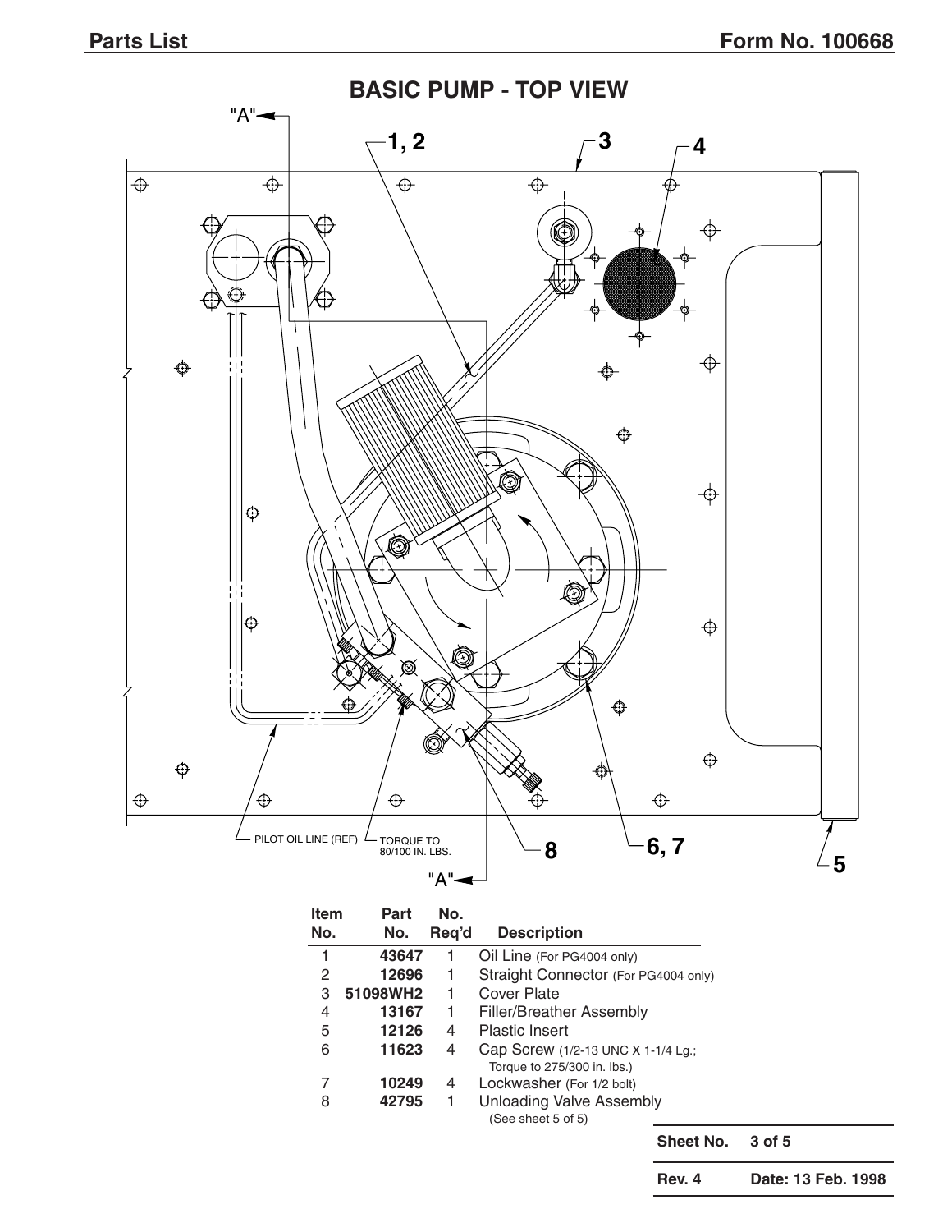## BASIC PUMP - TOP VIEW

"A"

1, 2

3

4

PILOT OIL LINE (REF)

TORQUE TO 80/100 IN. LBS.

8

6, 7

5

"A"

| Item No. | Part No. | No. Req'd | Description |
|---|---|---|---|
| 1 | **43647** | 1 | Oil Line (For PG4004 only) |
| 2 | **12696** | 1 | Straight Connector (For PG4004 only) |
| 3 | **51098WH2** | 1 | Cover Plate |
| 4 | **13167** | 1 | Filler/Breather Assembly |
| 5 | **12126** | 4 | Plastic Insert |
| 6 | **11623** | 4 | Cap Screw (1/2-13 UNC X 1-1/4 Lg.; Torque to 275/300 in. lbs.) |
| 7 | **10249** | 4 | Lockwasher (For 1/2 bolt) |
| 8 | **42795** | 1 | Unloading Valve Assembly (See sheet 5 of 5) |

| | |
|---|---|
| **Sheet No.** | **3 of 5** |
| **Rev. 4** | **Date: 13 Feb. 1998** |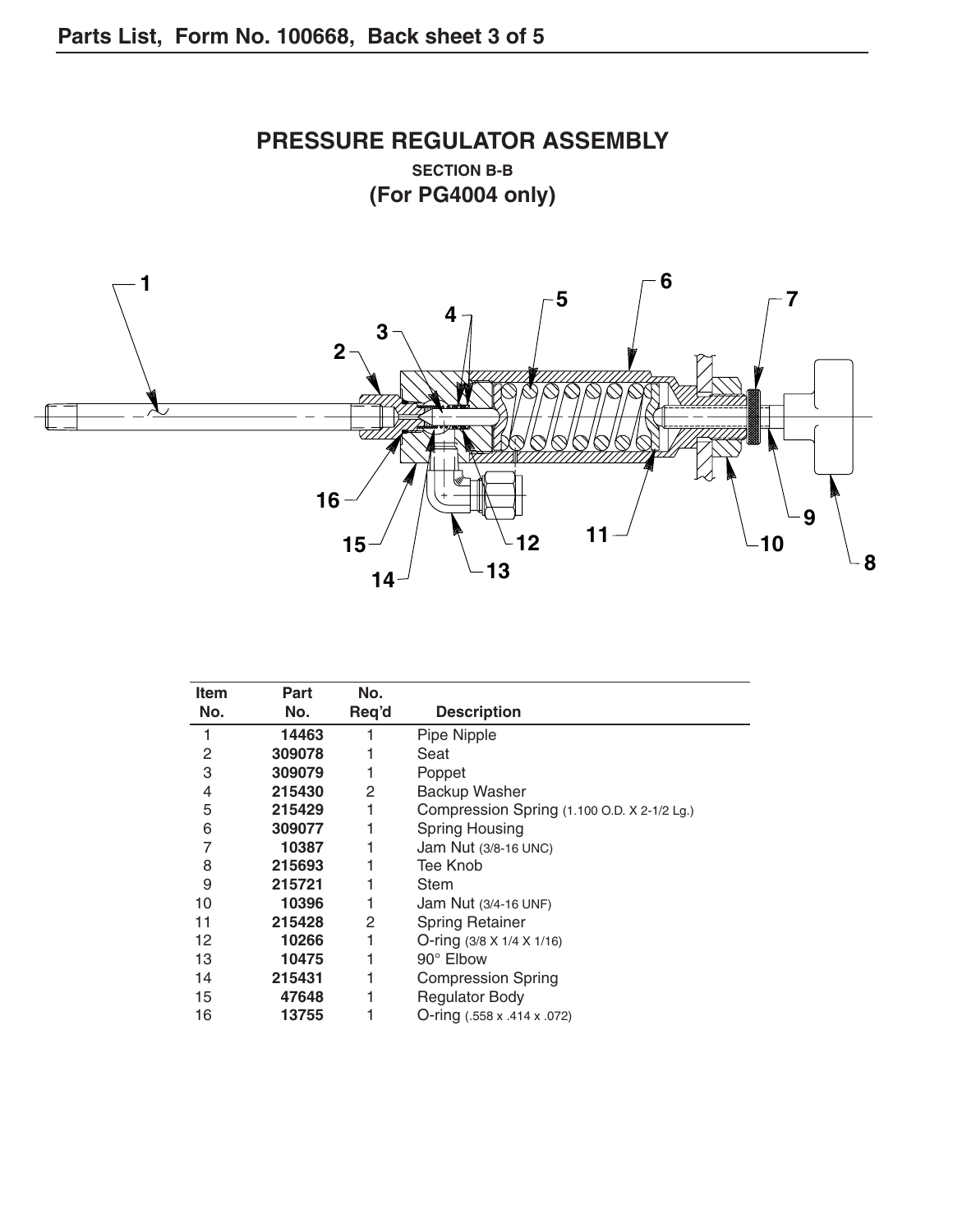Parts List, Form No. 100668, Back sheet 3 of 5

## PRESSURE REGULATOR ASSEMBLY

**SECTION B-B**

**(For PG4004 only)**

| Item No. | Part No. | No. Req'd | Description |
|---|---|---|---|
| 1 | **14463** | 1 | Pipe Nipple |
| 2 | **309078** | 1 | Seat |
| 3 | **309079** | 1 | Poppet |
| 4 | **215430** | 2 | Backup Washer |
| 5 | **215429** | 1 | Compression Spring (1.100 O.D. X 2-1/2 Lg.) |
| 6 | **309077** | 1 | Spring Housing |
| 7 | **10387** | 1 | Jam Nut (3/8-16 UNC) |
| 8 | **215693** | 1 | Tee Knob |
| 9 | **215721** | 1 | Stem |
| 10 | **10396** | 1 | Jam Nut (3/4-16 UNF) |
| 11 | **215428** | 2 | Spring Retainer |
| 12 | **10266** | 1 | O-ring (3/8 X 1/4 X 1/16) |
| 13 | **10475** | 1 | 90° Elbow |
| 14 | **215431** | 1 | Compression Spring |
| 15 | **47648** | 1 | Regulator Body |
| 16 | **13755** | 1 | O-ring (.558 x .414 x .072) |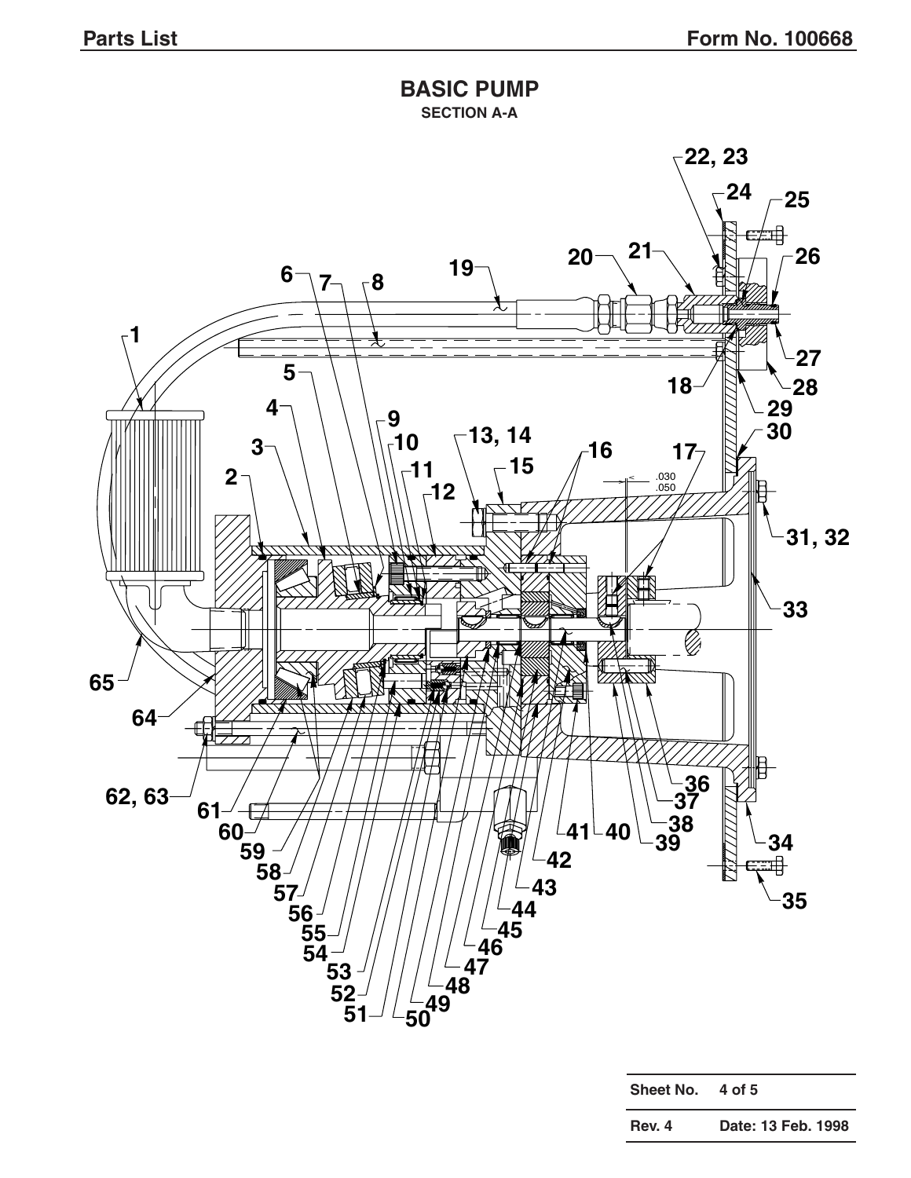## BASIC PUMP

**SECTION A-A**

1 2 3 4 5 6 7 8 9 10 11 12 13, 14 15 16 17 18 19 20 21 22, 23 24 25 26 27 28 29 30 31, 32 33 34 35 36 37 38 39 40 41 42 43 44 45 46 47 48 49 50 51 52 53 54 55 56 57 58 59 60 61 62, 63 64 65

.030
.050

| Sheet No. | 4 of 5 |
|---|---|
| Rev. 4 | Date: 13 Feb. 1998 |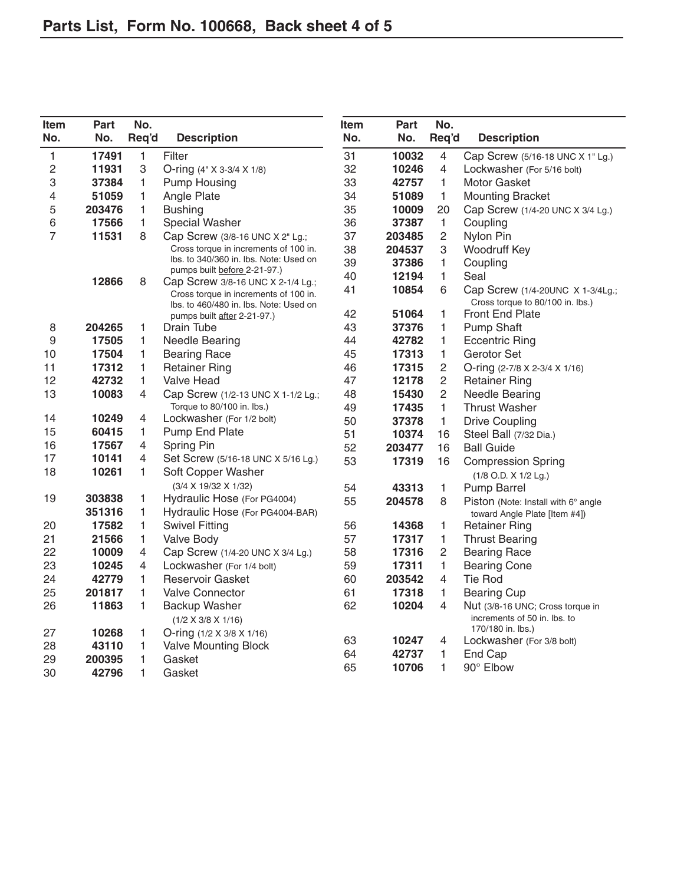## Parts List, Form No. 100668, Back sheet 4 of 5

| Item No. | Part No. | No. Req'd | Description |
|---|---|---|---|
| 1 | **17491** | 1 | Filter |
| 2 | **11931** | 3 | O-ring (4" X 3-3/4 X 1/8) |
| 3 | **37384** | 1 | Pump Housing |
| 4 | **51059** | 1 | Angle Plate |
| 5 | **203476** | 1 | Bushing |
| 6 | **17566** | 1 | Special Washer |
| 7 | **11531** | 8 | Cap Screw (3/8-16 UNC X 2" Lg.; Cross torque in increments of 100 in. lbs. to 340/360 in. lbs. Note: Used on pumps built _before_ 2-21-97.) |
| | **12866** | 8 | Cap Screw 3/8-16 UNC X 2-1/4 Lg.; Cross torque in increments of 100 in. lbs. to 460/480 in. lbs. Note: Used on pumps built _after_ 2-21-97.) |
| 8 | **204265** | 1 | Drain Tube |
| 9 | **17505** | 1 | Needle Bearing |
| 10 | **17504** | 1 | Bearing Race |
| 11 | **17312** | 1 | Retainer Ring |
| 12 | **42732** | 1 | Valve Head |
| 13 | **10083** | 4 | Cap Screw (1/2-13 UNC X 1-1/2 Lg.; Torque to 80/100 in. lbs.) |
| 14 | **10249** | 4 | Lockwasher (For 1/2 bolt) |
| 15 | **60415** | 1 | Pump End Plate |
| 16 | **17567** | 4 | Spring Pin |
| 17 | **10141** | 4 | Set Screw (5/16-18 UNC X 5/16 Lg.) |
| 18 | **10261** | 1 | Soft Copper Washer (3/4 X 19/32 X 1/32) |
| 19 | **303838** | 1 | Hydraulic Hose (For PG4004) |
| | **351316** | 1 | Hydraulic Hose (For PG4004-BAR) |
| 20 | **17582** | 1 | Swivel Fitting |
| 21 | **21566** | 1 | Valve Body |
| 22 | **10009** | 4 | Cap Screw (1/4-20 UNC X 3/4 Lg.) |
| 23 | **10245** | 4 | Lockwasher (For 1/4 bolt) |
| 24 | **42779** | 1 | Reservoir Gasket |
| 25 | **201817** | 1 | Valve Connector |
| 26 | **11863** | 1 | Backup Washer (1/2 X 3/8 X 1/16) |
| 27 | **10268** | 1 | O-ring (1/2 X 3/8 X 1/16) |
| 28 | **43110** | 1 | Valve Mounting Block |
| 29 | **200395** | 1 | Gasket |
| 30 | **42796** | 1 | Gasket |
| 31 | **10032** | 4 | Cap Screw (5/16-18 UNC X 1" Lg.) |
| 32 | **10246** | 4 | Lockwasher (For 5/16 bolt) |
| 33 | **42757** | 1 | Motor Gasket |
| 34 | **51089** | 1 | Mounting Bracket |
| 35 | **10009** | 20 | Cap Screw (1/4-20 UNC X 3/4 Lg.) |
| 36 | **37387** | 1 | Coupling |
| 37 | **203485** | 2 | Nylon Pin |
| 38 | **204537** | 3 | Woodruff Key |
| 39 | **37386** | 1 | Coupling |
| 40 | **12194** | 1 | Seal |
| 41 | **10854** | 6 | Cap Screw (1/4-20UNC X 1-3/4Lg.; Cross torque to 80/100 in. lbs.) |
| 42 | **51064** | 1 | Front End Plate |
| 43 | **37376** | 1 | Pump Shaft |
| 44 | **42782** | 1 | Eccentric Ring |
| 45 | **17313** | 1 | Gerotor Set |
| 46 | **17315** | 2 | O-ring (2-7/8 X 2-3/4 X 1/16) |
| 47 | **12178** | 2 | Retainer Ring |
| 48 | **15430** | 2 | Needle Bearing |
| 49 | **17435** | 1 | Thrust Washer |
| 50 | **37378** | 1 | Drive Coupling |
| 51 | **10374** | 16 | Steel Ball (7/32 Dia.) |
| 52 | **203477** | 16 | Ball Guide |
| 53 | **17319** | 16 | Compression Spring (1/8 O.D. X 1/2 Lg.) |
| 54 | **43313** | 1 | Pump Barrel |
| 55 | **204578** | 8 | Piston (Note: Install with 6° angle toward Angle Plate [Item #4]) |
| 56 | **14368** | 1 | Retainer Ring |
| 57 | **17317** | 1 | Thrust Bearing |
| 58 | **17316** | 2 | Bearing Race |
| 59 | **17311** | 1 | Bearing Cone |
| 60 | **203542** | 4 | Tie Rod |
| 61 | **17318** | 1 | Bearing Cup |
| 62 | **10204** | 4 | Nut (3/8-16 UNC; Cross torque in increments of 50 in. lbs. to 170/180 in. lbs.) |
| 63 | **10247** | 4 | Lockwasher (For 3/8 bolt) |
| 64 | **42737** | 1 | End Cap |
| 65 | **10706** | 1 | 90° Elbow |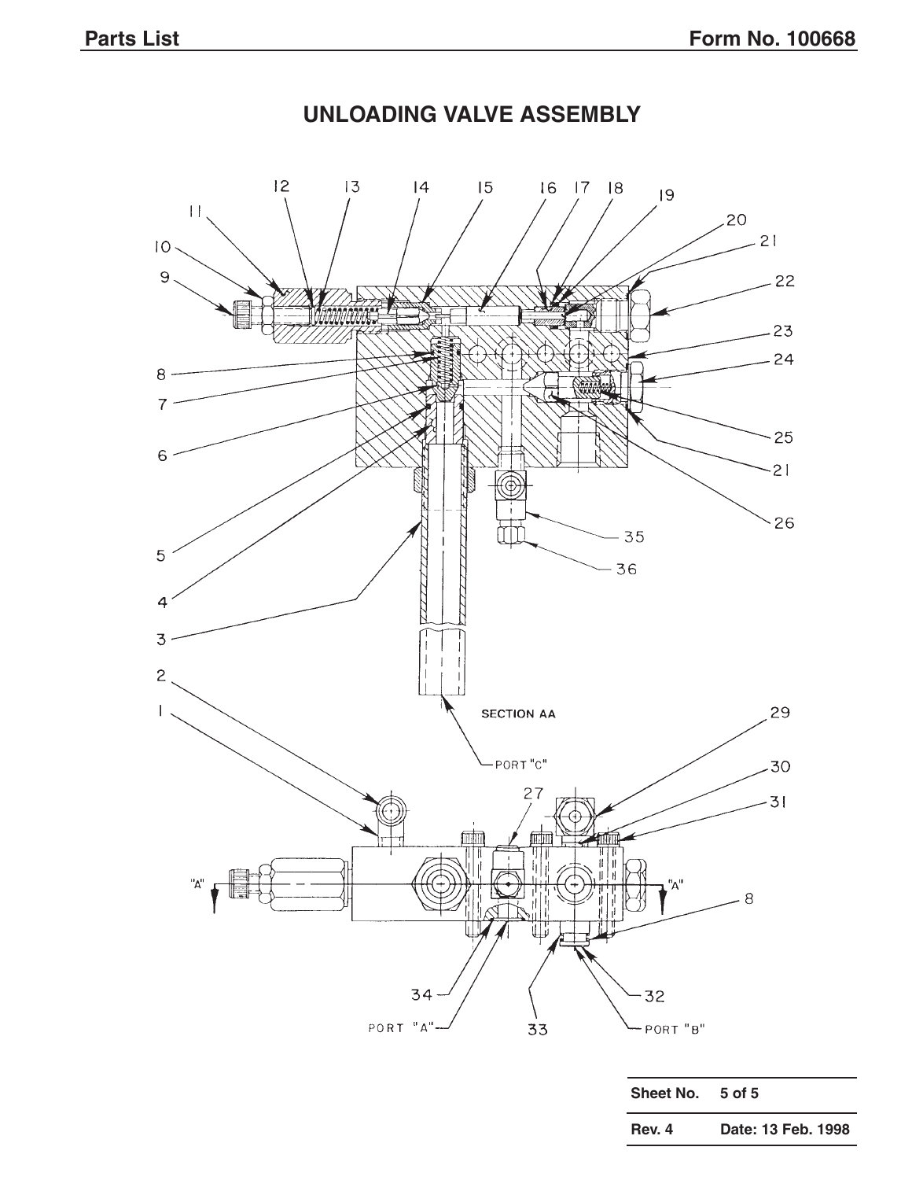# UNLOADING VALVE ASSEMBLY

SECTION AA

PORT "C"

PORT "A"

PORT "B"

| Sheet No. | 5 of 5 |
|---|---|
| Rev. 4 | Date: 13 Feb. 1998 |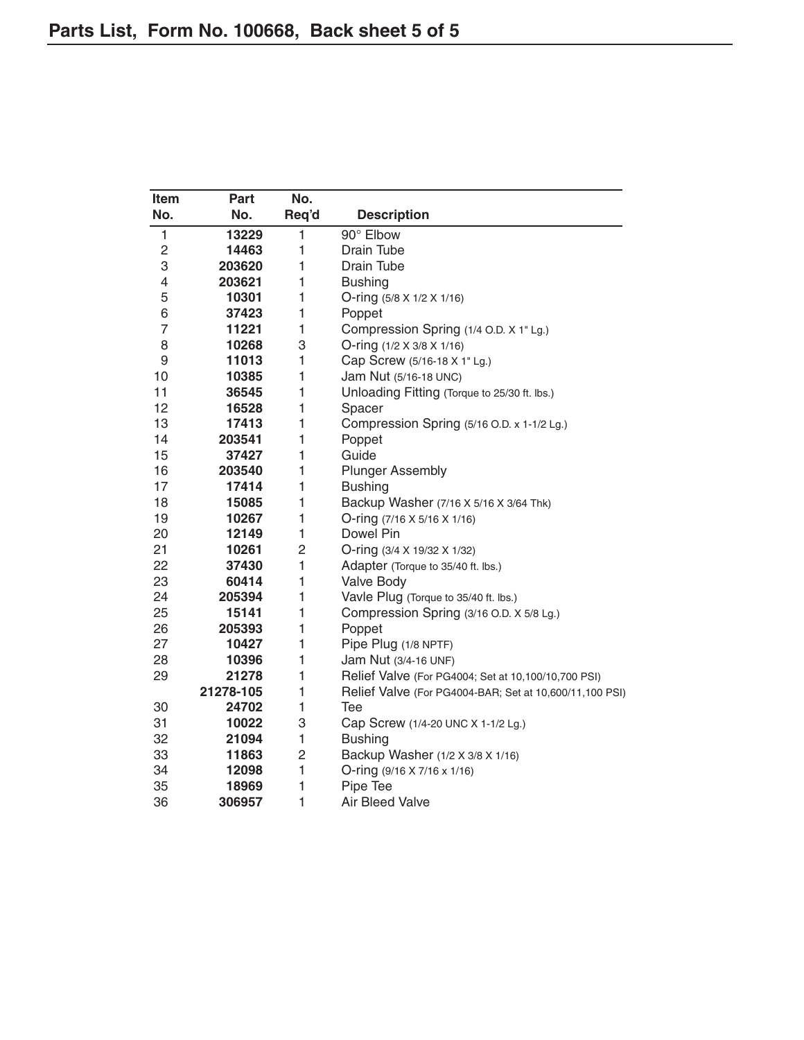## Parts List, Form No. 100668, Back sheet 5 of 5

| Item No. | Part No. | No. Req'd | Description |
|---|---|---|---|
| 1 | **13229** | 1 | 90° Elbow |
| 2 | **14463** | 1 | Drain Tube |
| 3 | **203620** | 1 | Drain Tube |
| 4 | **203621** | 1 | Bushing |
| 5 | **10301** | 1 | O-ring (5/8 X 1/2 X 1/16) |
| 6 | **37423** | 1 | Poppet |
| 7 | **11221** | 1 | Compression Spring (1/4 O.D. X 1" Lg.) |
| 8 | **10268** | 3 | O-ring (1/2 X 3/8 X 1/16) |
| 9 | **11013** | 1 | Cap Screw (5/16-18 X 1" Lg.) |
| 10 | **10385** | 1 | Jam Nut (5/16-18 UNC) |
| 11 | **36545** | 1 | Unloading Fitting (Torque to 25/30 ft. lbs.) |
| 12 | **16528** | 1 | Spacer |
| 13 | **17413** | 1 | Compression Spring (5/16 O.D. x 1-1/2 Lg.) |
| 14 | **203541** | 1 | Poppet |
| 15 | **37427** | 1 | Guide |
| 16 | **203540** | 1 | Plunger Assembly |
| 17 | **17414** | 1 | Bushing |
| 18 | **15085** | 1 | Backup Washer (7/16 X 5/16 X 3/64 Thk) |
| 19 | **10267** | 1 | O-ring (7/16 X 5/16 X 1/16) |
| 20 | **12149** | 1 | Dowel Pin |
| 21 | **10261** | 2 | O-ring (3/4 X 19/32 X 1/32) |
| 22 | **37430** | 1 | Adapter (Torque to 35/40 ft. lbs.) |
| 23 | **60414** | 1 | Valve Body |
| 24 | **205394** | 1 | Vavle Plug (Torque to 35/40 ft. lbs.) |
| 25 | **15141** | 1 | Compression Spring (3/16 O.D. X 5/8 Lg.) |
| 26 | **205393** | 1 | Poppet |
| 27 | **10427** | 1 | Pipe Plug (1/8 NPTF) |
| 28 | **10396** | 1 | Jam Nut (3/4-16 UNF) |
| 29 | **21278** | 1 | Relief Valve (For PG4004; Set at 10,100/10,700 PSI) |
| | **21278-105** | 1 | Relief Valve (For PG4004-BAR; Set at 10,600/11,100 PSI) |
| 30 | **24702** | 1 | Tee |
| 31 | **10022** | 3 | Cap Screw (1/4-20 UNC X 1-1/2 Lg.) |
| 32 | **21094** | 1 | Bushing |
| 33 | **11863** | 2 | Backup Washer (1/2 X 3/8 X 1/16) |
| 34 | **12098** | 1 | O-ring (9/16 X 7/16 x 1/16) |
| 35 | **18969** | 1 | Pipe Tee |
| 36 | **306957** | 1 | Air Bleed Valve |